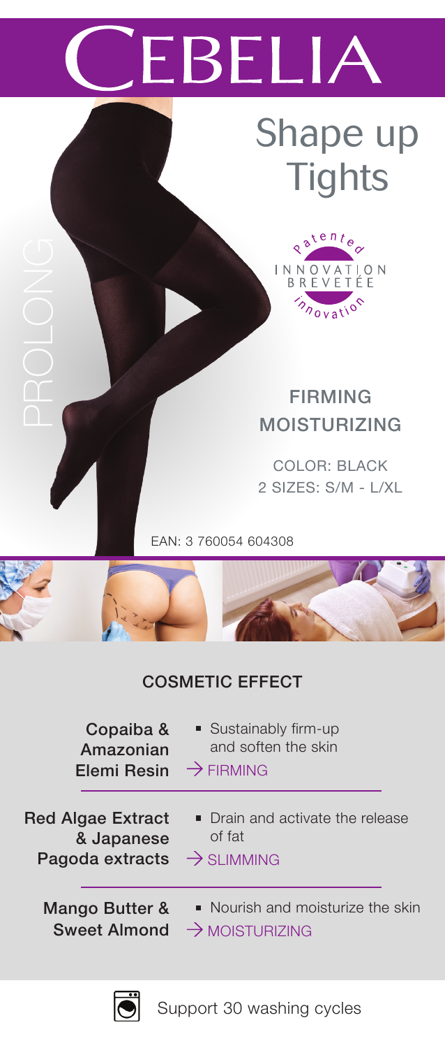# CEBELIA

PROLONG

## Shape up Tights

patented
INNOVATION BREVETÉE
innovation

**FIRMING**
**MOISTURIZING**

COLOR: BLACK
2 SIZES: S/M - L/XL

EAN: 3 760054 604308

## COSMETIC EFFECT

**Copaiba & Amazonian Elemi Resin**
- Sustainably firm-up and softten the skin

→ FIRMING

**Red Algae Extract & Japanese Pagoda extracts**
- Drain and activate the release of fat

→ SLIMMING

**Mango Butter & Sweet Almond**
- Nourish and moisturize the skin

→ MOISTURIZING

Support 30 washing cycles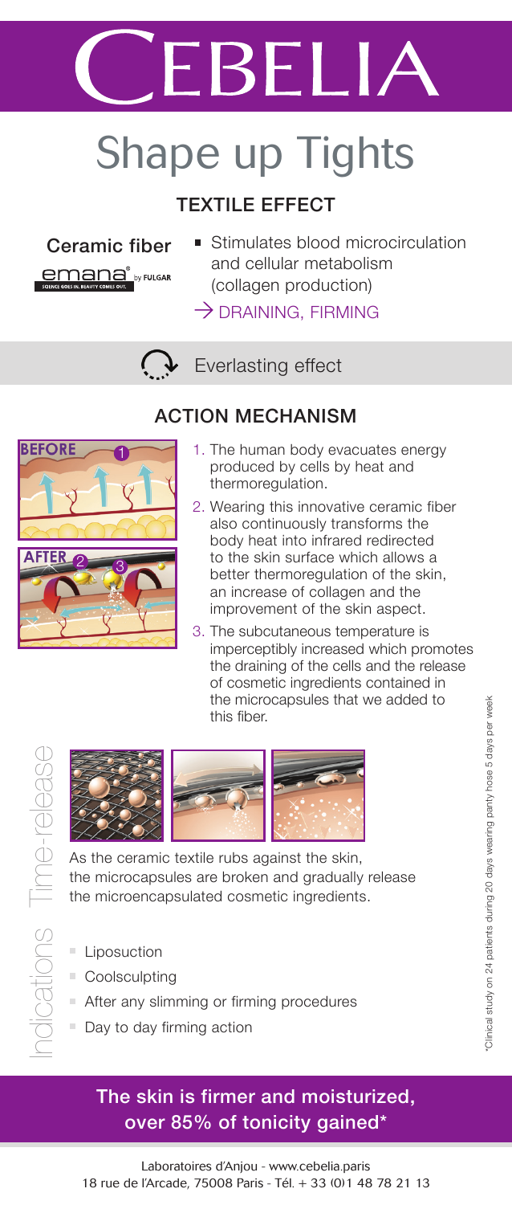# CEBELIA

# Shape up Tights

## TEXTILE EFFECT

**Ceramic fiber**

emana® by FULGAR

SCIENCE GOES IN. BEAUTY COMES OUT.

- Stimulates blood microcirculation and cellular metabolism (collagen production)

→ DRAINING, FIRMING

Everlasting effect

## ACTION MECHANISM

BEFORE 1

AFTER 2 3

1. The human body evacuates energy produced by cells by heat and thermoregulation.
2. Wearing this innovative ceramic fiber also continuously transforms the body heat into infrared redirected to the skin surface which allows a better thermoregulation of the skin, an increase of collagen and the improvement of the skin aspect.
3. The subcutaneous temperature is imperceptibly increased which promotes the draining of the cells and the release of cosmetic ingredients contained in the microcapsules that we added to this fiber.

### Time-release

As the ceramic textile rubs against the skin, the microcapsules are broken and gradually release the microencapsulated cosmetic ingredients.

### Indications

- Liposuction
- Coolsculpting
- After any slimming or firming procedures
- Day to day firming action

**The skin is firmer and moisturized, over 85% of tonicity gained***

*Clinical study on 24 patients during 20 days wearing panty hose 5 days per week

Laboratoires d'Anjou - www.cebelia.paris
18 rue de l'Arcade, 75008 Paris - Tél. + 33 (0)1 48 78 21 13